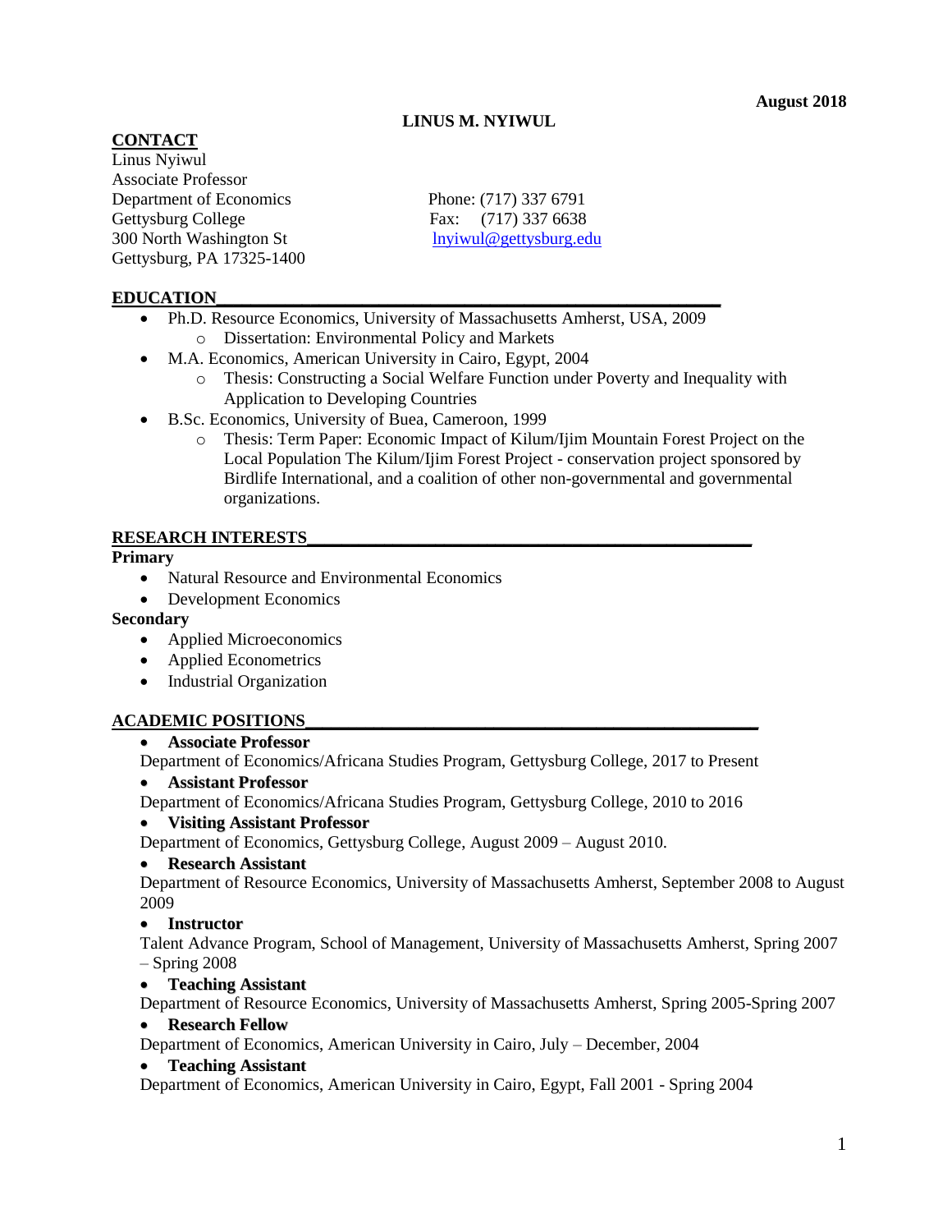August 2018

# LINUS M. NYIWUL

## CONTACT

Linus Nyiwul
Associate Professor
Department of Economics
Gettysburg College
300 North Washington St
Gettysburg, PA 17325-1400

Phone: (717) 337 6791
Fax: (717) 337 6638
lnyiwul@gettysburg.edu

## EDUCATION

- Ph.D. Resource Economics, University of Massachusetts Amherst, USA, 2009
  - Dissertation: Environmental Policy and Markets
- M.A. Economics, American University in Cairo, Egypt, 2004
  - Thesis: Constructing a Social Welfare Function under Poverty and Inequality with Application to Developing Countries
- B.Sc. Economics, University of Buea, Cameroon, 1999
  - Thesis: Term Paper: Economic Impact of Kilum/Ijim Mountain Forest Project on the Local Population The Kilum/Ijim Forest Project - conservation project sponsored by Birdlife International, and a coalition of other non-governmental and governmental organizations.

## RESEARCH INTERESTS

**Primary**

- Natural Resource and Environmental Economics
- Development Economics

**Secondary**

- Applied Microeconomics
- Applied Econometrics
- Industrial Organization

## ACADEMIC POSITIONS

- **Associate Professor**

  Department of Economics/Africana Studies Program, Gettysburg College, 2017 to Present
- **Assistant Professor**

  Department of Economics/Africana Studies Program, Gettysburg College, 2010 to 2016
- **Visiting Assistant Professor**

  Department of Economics, Gettysburg College, August 2009 – August 2010.
- **Research Assistant**

  Department of Resource Economics, University of Massachusetts Amherst, September 2008 to August 2009
- **Instructor**

  Talent Advance Program, School of Management, University of Massachusetts Amherst, Spring 2007 – Spring 2008
- **Teaching Assistant**

  Department of Resource Economics, University of Massachusetts Amherst, Spring 2005-Spring 2007
- **Research Fellow**

  Department of Economics, American University in Cairo, July – December, 2004
- **Teaching Assistant**

  Department of Economics, American University in Cairo, Egypt, Fall 2001 - Spring 2004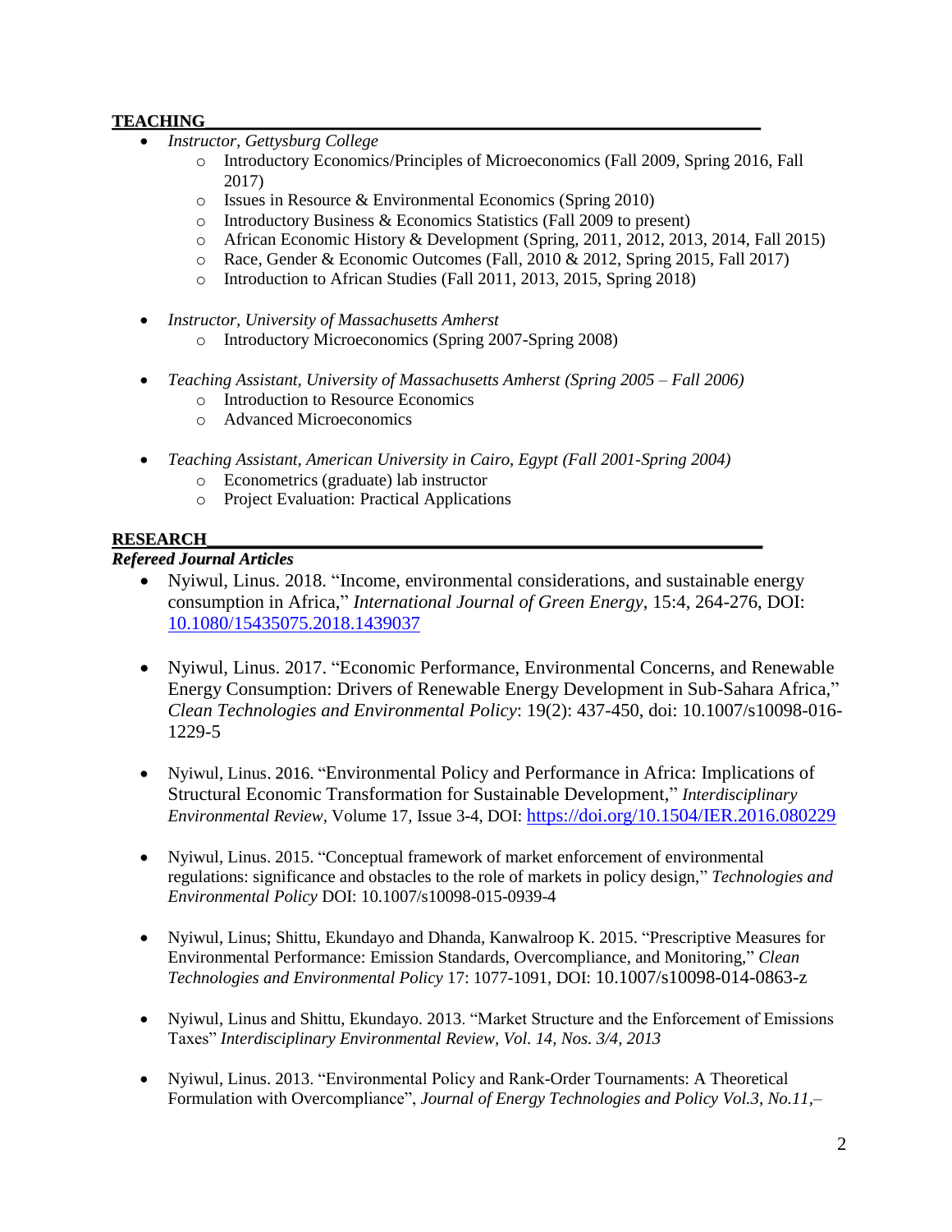## TEACHING

- *Instructor, Gettysburg College*
    - Introductory Economics/Principles of Microeconomics (Fall 2009, Spring 2016, Fall 2017)
    - Issues in Resource & Environmental Economics (Spring 2010)
    - Introductory Business & Economics Statistics (Fall 2009 to present)
    - African Economic History & Development (Spring, 2011, 2012, 2013, 2014, Fall 2015)
    - Race, Gender & Economic Outcomes (Fall, 2010 & 2012, Spring 2015, Fall 2017)
    - Introduction to African Studies (Fall 2011, 2013, 2015, Spring 2018)

- *Instructor, University of Massachusetts Amherst*
    - Introductory Microeconomics (Spring 2007-Spring 2008)

- *Teaching Assistant, University of Massachusetts Amherst (Spring 2005 – Fall 2006)*
    - Introduction to Resource Economics
    - Advanced Microeconomics

- *Teaching Assistant, American University in Cairo, Egypt (Fall 2001-Spring 2004)*
    - Econometrics (graduate) lab instructor
    - Project Evaluation: Practical Applications

## RESEARCH

***Refereed Journal Articles***

- Nyiwul, Linus. 2018. "Income, environmental considerations, and sustainable energy consumption in Africa," *International Journal of Green Energy*, 15:4, 264-276, DOI: 10.1080/15435075.2018.1439037

- Nyiwul, Linus. 2017. "Economic Performance, Environmental Concerns, and Renewable Energy Consumption: Drivers of Renewable Energy Development in Sub-Sahara Africa," *Clean Technologies and Environmental Policy*: 19(2): 437-450, doi: 10.1007/s10098-016-1229-5

- Nyiwul, Linus. 2016. "Environmental Policy and Performance in Africa: Implications of Structural Economic Transformation for Sustainable Development," *Interdisciplinary Environmental Review*, Volume 17, Issue 3-4, DOI: https://doi.org/10.1504/IER.2016.080229

- Nyiwul, Linus. 2015. "Conceptual framework of market enforcement of environmental regulations: significance and obstacles to the role of markets in policy design," *Technologies and Environmental Policy* DOI: 10.1007/s10098-015-0939-4

- Nyiwul, Linus; Shittu, Ekundayo and Dhanda, Kanwalroop K. 2015. "Prescriptive Measures for Environmental Performance: Emission Standards, Overcompliance, and Monitoring," *Clean Technologies and Environmental Policy* 17: 1077-1091, DOI: 10.1007/s10098-014-0863-z

- Nyiwul, Linus and Shittu, Ekundayo. 2013. "Market Structure and the Enforcement of Emissions Taxes" *Interdisciplinary Environmental Review, Vol. 14, Nos. 3/4, 2013*

- Nyiwul, Linus. 2013. "Environmental Policy and Rank-Order Tournaments: A Theoretical Formulation with Overcompliance", *Journal of Energy Technologies and Policy Vol.3, No.11,–*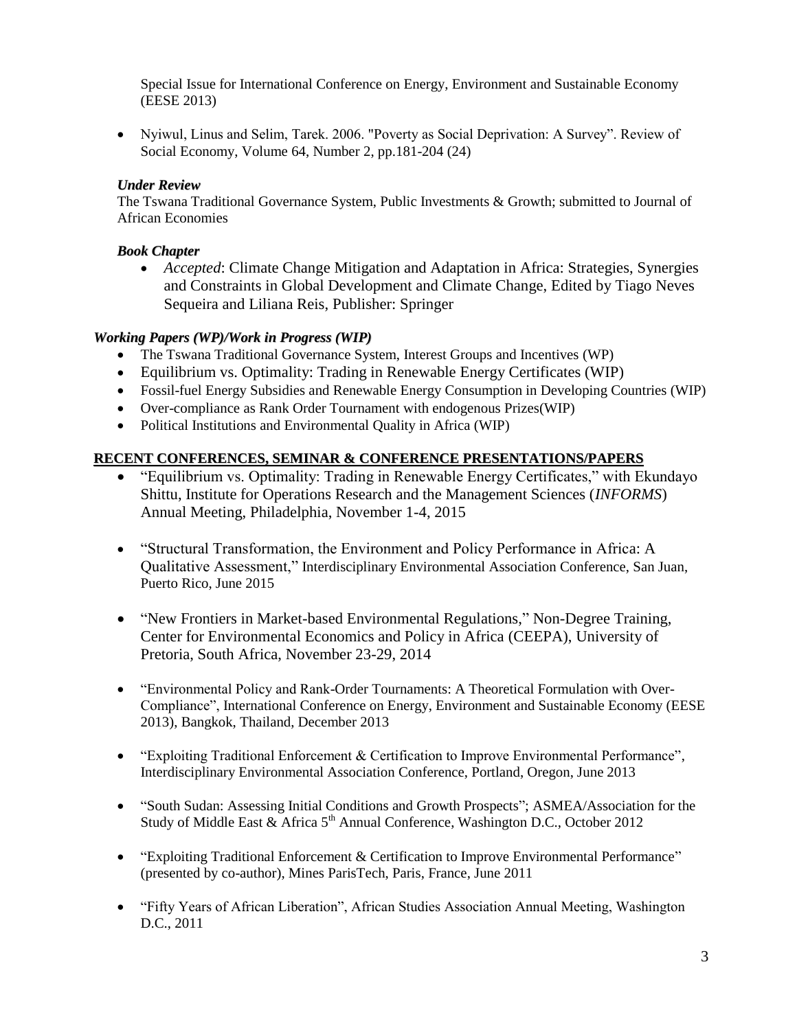Special Issue for International Conference on Energy, Environment and Sustainable Economy (EESE 2013)

- Nyiwul, Linus and Selim, Tarek. 2006. "Poverty as Social Deprivation: A Survey". Review of Social Economy, Volume 64, Number 2, pp.181-204 (24)

***Under Review***

The Tswana Traditional Governance System, Public Investments & Growth; submitted to Journal of African Economies

***Book Chapter***

- *Accepted*: Climate Change Mitigation and Adaptation in Africa: Strategies, Synergies and Constraints in Global Development and Climate Change, Edited by Tiago Neves Sequeira and Liliana Reis, Publisher: Springer

***Working Papers (WP)/Work in Progress (WIP)***

- The Tswana Traditional Governance System, Interest Groups and Incentives (WP)
- Equilibrium vs. Optimality: Trading in Renewable Energy Certificates (WIP)
- Fossil-fuel Energy Subsidies and Renewable Energy Consumption in Developing Countries (WIP)
- Over-compliance as Rank Order Tournament with endogenous Prizes(WIP)
- Political Institutions and Environmental Quality in Africa (WIP)

**RECENT CONFERENCES, SEMINAR & CONFERENCE PRESENTATIONS/PAPERS**

- "Equilibrium vs. Optimality: Trading in Renewable Energy Certificates," with Ekundayo Shittu, Institute for Operations Research and the Management Sciences (*INFORMS*) Annual Meeting, Philadelphia, November 1-4, 2015

- "Structural Transformation, the Environment and Policy Performance in Africa: A Qualitative Assessment," Interdisciplinary Environmental Association Conference, San Juan, Puerto Rico, June 2015

- "New Frontiers in Market-based Environmental Regulations," Non-Degree Training, Center for Environmental Economics and Policy in Africa (CEEPA), University of Pretoria, South Africa, November 23-29, 2014

- "Environmental Policy and Rank-Order Tournaments: A Theoretical Formulation with Over-Compliance", International Conference on Energy, Environment and Sustainable Economy (EESE 2013), Bangkok, Thailand, December 2013

- "Exploiting Traditional Enforcement & Certification to Improve Environmental Performance", Interdisciplinary Environmental Association Conference, Portland, Oregon, June 2013

- "South Sudan: Assessing Initial Conditions and Growth Prospects"; ASMEA/Association for the Study of Middle East & Africa 5th Annual Conference, Washington D.C., October 2012

- "Exploiting Traditional Enforcement & Certification to Improve Environmental Performance" (presented by co-author), Mines ParisTech, Paris, France, June 2011

- "Fifty Years of African Liberation", African Studies Association Annual Meeting, Washington D.C., 2011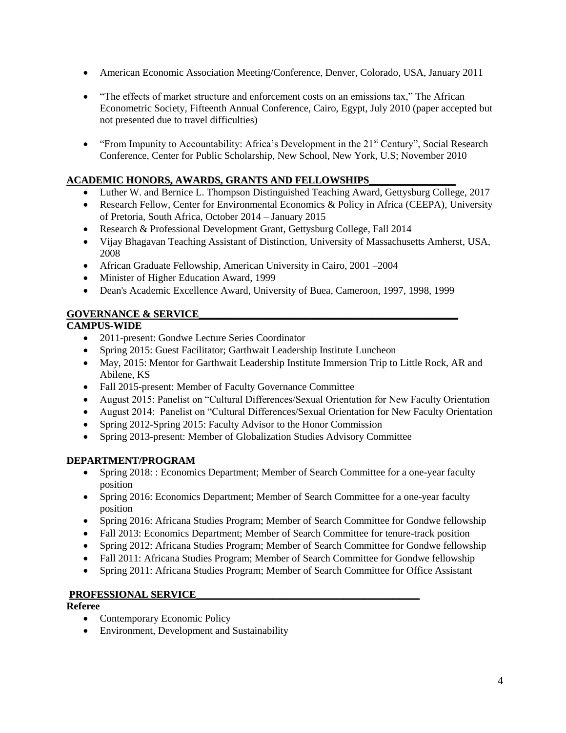- American Economic Association Meeting/Conference, Denver, Colorado, USA, January 2011

- "The effects of market structure and enforcement costs on an emissions tax," The African Econometric Society, Fifteenth Annual Conference, Cairo, Egypt, July 2010 (paper accepted but not presented due to travel difficulties)

- "From Impunity to Accountability: Africa's Development in the 21st Century", Social Research Conference, Center for Public Scholarship, New School, New York, U.S; November 2010

## ACADEMIC HONORS, AWARDS, GRANTS AND FELLOWSHIPS

- Luther W. and Bernice L. Thompson Distinguished Teaching Award, Gettysburg College, 2017
- Research Fellow, Center for Environmental Economics & Policy in Africa (CEEPA), University of Pretoria, South Africa, October 2014 – January 2015
- Research & Professional Development Grant, Gettysburg College, Fall 2014
- Vijay Bhagavan Teaching Assistant of Distinction, University of Massachusetts Amherst, USA, 2008
- African Graduate Fellowship, American University in Cairo, 2001 –2004
- Minister of Higher Education Award, 1999
- Dean's Academic Excellence Award, University of Buea, Cameroon, 1997, 1998, 1999

## GOVERNANCE & SERVICE

### CAMPUS-WIDE

- 2011-present: Gondwe Lecture Series Coordinator
- Spring 2015: Guest Facilitator; Garthwait Leadership Institute Luncheon
- May, 2015: Mentor for Garthwait Leadership Institute Immersion Trip to Little Rock, AR and Abilene, KS
- Fall 2015-present: Member of Faculty Governance Committee
- August 2015: Panelist on "Cultural Differences/Sexual Orientation for New Faculty Orientation
- August 2014: Panelist on "Cultural Differences/Sexual Orientation for New Faculty Orientation
- Spring 2012-Spring 2015: Faculty Advisor to the Honor Commission
- Spring 2013-present: Member of Globalization Studies Advisory Committee

### DEPARTMENT/PROGRAM

- Spring 2018: : Economics Department; Member of Search Committee for a one-year faculty position
- Spring 2016: Economics Department; Member of Search Committee for a one-year faculty position
- Spring 2016: Africana Studies Program; Member of Search Committee for Gondwe fellowship
- Fall 2013: Economics Department; Member of Search Committee for tenure-track position
- Spring 2012: Africana Studies Program; Member of Search Committee for Gondwe fellowship
- Fall 2011: Africana Studies Program; Member of Search Committee for Gondwe fellowship
- Spring 2011: Africana Studies Program; Member of Search Committee for Office Assistant

## PROFESSIONAL SERVICE

**Referee**

- Contemporary Economic Policy
- Environment, Development and Sustainability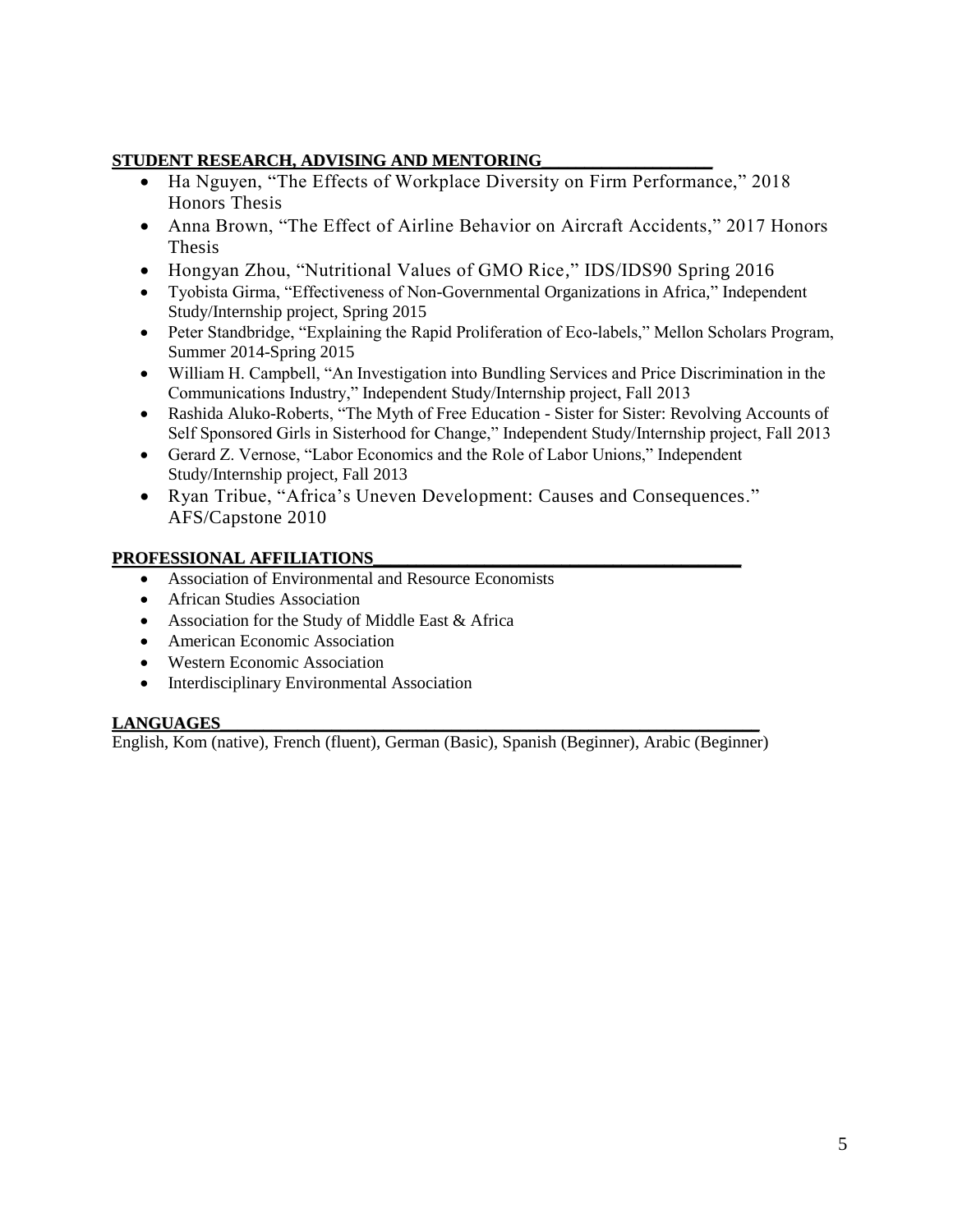## STUDENT RESEARCH, ADVISING AND MENTORING

- Ha Nguyen, "The Effects of Workplace Diversity on Firm Performance," 2018 Honors Thesis
- Anna Brown, "The Effect of Airline Behavior on Aircraft Accidents," 2017 Honors Thesis
- Hongyan Zhou, "Nutritional Values of GMO Rice," IDS/IDS90 Spring 2016
- Tyobista Girma, "Effectiveness of Non-Governmental Organizations in Africa," Independent Study/Internship project, Spring 2015
- Peter Standbridge, "Explaining the Rapid Proliferation of Eco-labels," Mellon Scholars Program, Summer 2014-Spring 2015
- William H. Campbell, "An Investigation into Bundling Services and Price Discrimination in the Communications Industry," Independent Study/Internship project, Fall 2013
- Rashida Aluko-Roberts, "The Myth of Free Education - Sister for Sister: Revolving Accounts of Self Sponsored Girls in Sisterhood for Change," Independent Study/Internship project, Fall 2013
- Gerard Z. Vernose, "Labor Economics and the Role of Labor Unions," Independent Study/Internship project, Fall 2013
- Ryan Tribue, "Africa's Uneven Development: Causes and Consequences." AFS/Capstone 2010

## PROFESSIONAL AFFILIATIONS

- Association of Environmental and Resource Economists
- African Studies Association
- Association for the Study of Middle East & Africa
- American Economic Association
- Western Economic Association
- Interdisciplinary Environmental Association

## LANGUAGES

English, Kom (native), French (fluent), German (Basic), Spanish (Beginner), Arabic (Beginner)